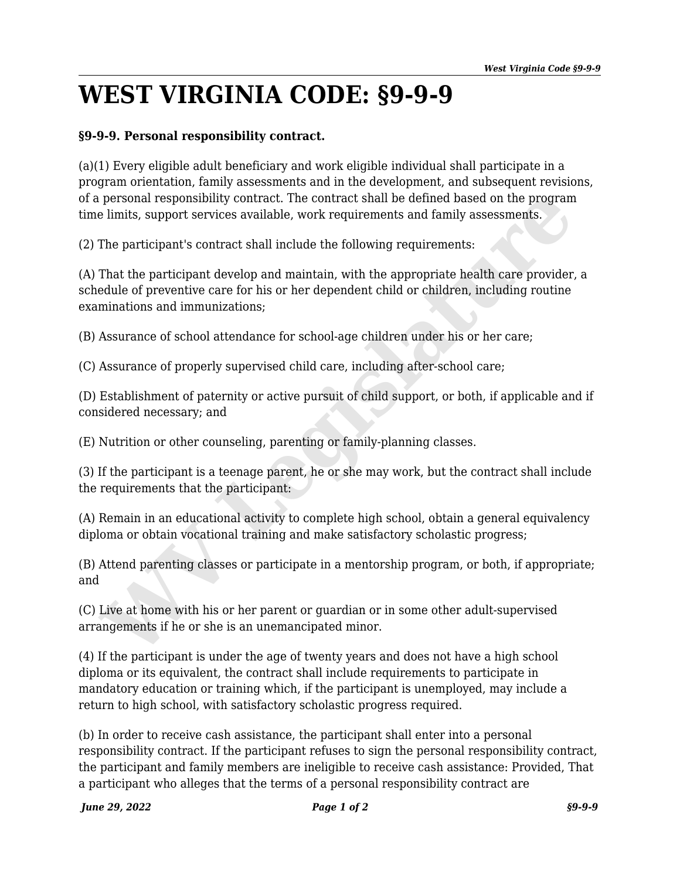# WEST VIRGINIA CODE: §9-9-9

**§9-9-9. Personal responsibility contract.**

(a)(1) Every eligible adult beneficiary and work eligible individual shall participate in a program orientation, family assessments and in the development, and subsequent revisions, of a personal responsibility contract. The contract shall be defined based on the program time limits, support services available, work requirements and family assessments.

(2) The participant's contract shall include the following requirements:

(A) That the participant develop and maintain, with the appropriate health care provider, a schedule of preventive care for his or her dependent child or children, including routine examinations and immunizations;

(B) Assurance of school attendance for school-age children under his or her care;

(C) Assurance of properly supervised child care, including after-school care;

(D) Establishment of paternity or active pursuit of child support, or both, if applicable and if considered necessary; and

(E) Nutrition or other counseling, parenting or family-planning classes.

(3) If the participant is a teenage parent, he or she may work, but the contract shall include the requirements that the participant:

(A) Remain in an educational activity to complete high school, obtain a general equivalency diploma or obtain vocational training and make satisfactory scholastic progress;

(B) Attend parenting classes or participate in a mentorship program, or both, if appropriate; and

(C) Live at home with his or her parent or guardian or in some other adult-supervised arrangements if he or she is an unemancipated minor.

(4) If the participant is under the age of twenty years and does not have a high school diploma or its equivalent, the contract shall include requirements to participate in mandatory education or training which, if the participant is unemployed, may include a return to high school, with satisfactory scholastic progress required.

(b) In order to receive cash assistance, the participant shall enter into a personal responsibility contract. If the participant refuses to sign the personal responsibility contract, the participant and family members are ineligible to receive cash assistance: Provided, That a participant who alleges that the terms of a personal responsibility contract are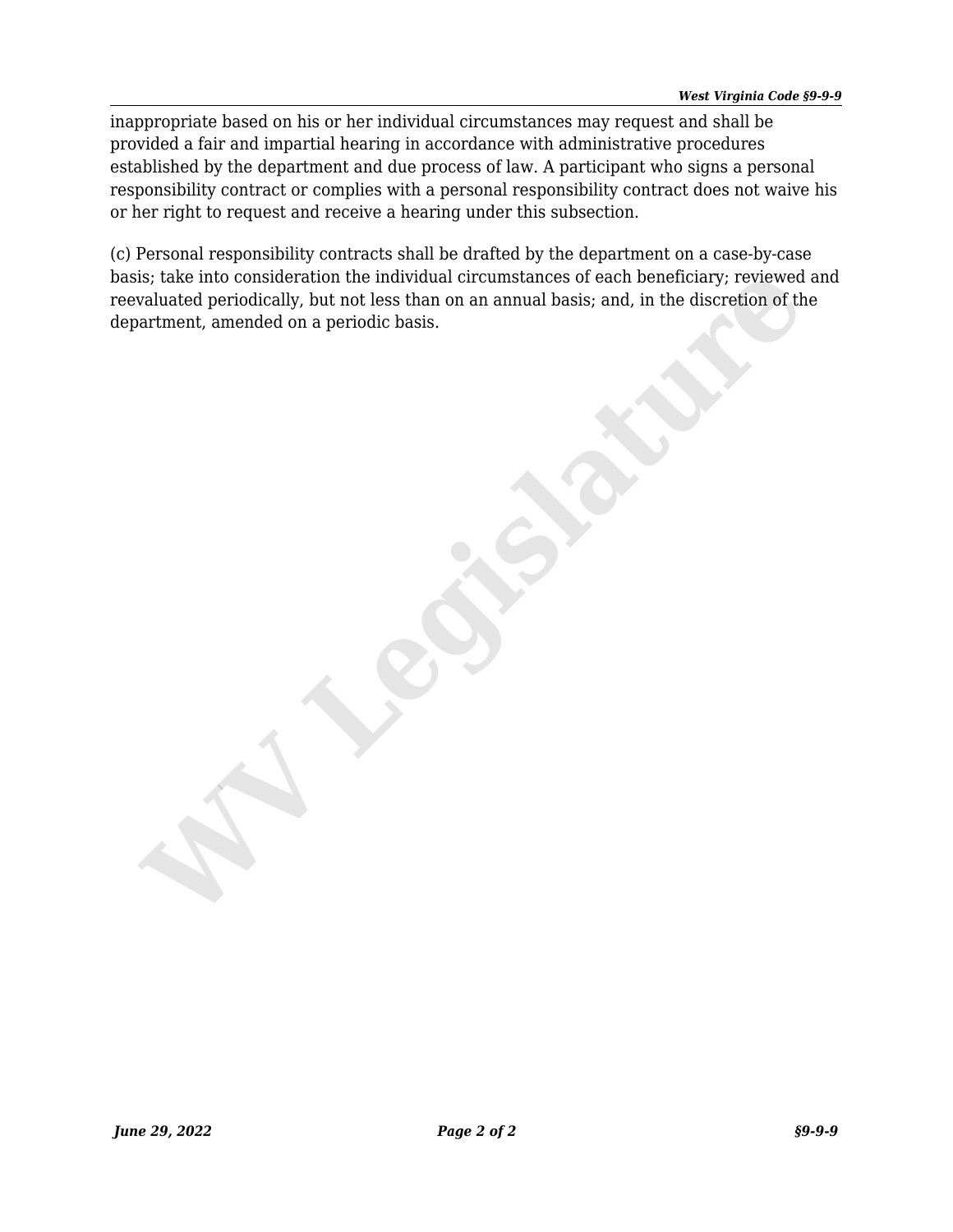inappropriate based on his or her individual circumstances may request and shall be provided a fair and impartial hearing in accordance with administrative procedures established by the department and due process of law. A participant who signs a personal responsibility contract or complies with a personal responsibility contract does not waive his or her right to request and receive a hearing under this subsection.

(c) Personal responsibility contracts shall be drafted by the department on a case-by-case basis; take into consideration the individual circumstances of each beneficiary; reviewed and reevaluated periodically, but not less than on an annual basis; and, in the discretion of the department, amended on a periodic basis.